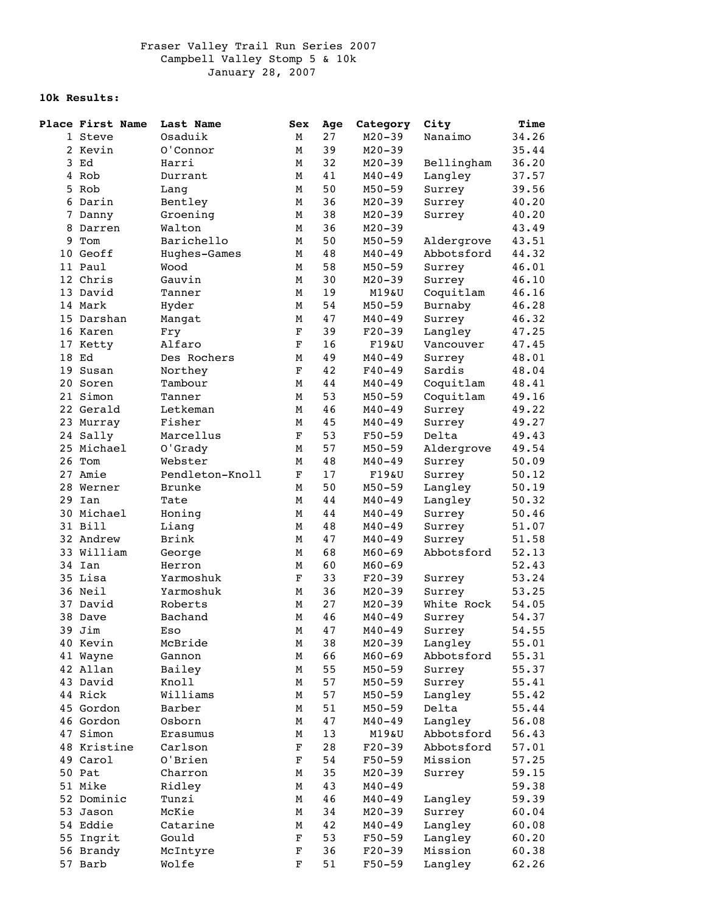Fraser Valley Trail Run Series 2007
Campbell Valley Stomp 5 & 10k
January 28, 2007

**10k Results:**

| Place | First Name | Last Name | Sex | Age | Category | City | Time |
|---|---|---|---|---|---|---|---|
| 1 | Steve | Osaduik | M | 27 | M20-39 | Nanaimo | 34.26 |
| 2 | Kevin | O'Connor | M | 39 | M20-39 | | 35.44 |
| 3 | Ed | Harri | M | 32 | M20-39 | Bellingham | 36.20 |
| 4 | Rob | Durrant | M | 41 | M40-49 | Langley | 37.57 |
| 5 | Rob | Lang | M | 50 | M50-59 | Surrey | 39.56 |
| 6 | Darin | Bentley | M | 36 | M20-39 | Surrey | 40.20 |
| 7 | Danny | Groening | M | 38 | M20-39 | Surrey | 40.20 |
| 8 | Darren | Walton | M | 36 | M20-39 | | 43.49 |
| 9 | Tom | Barichello | M | 50 | M50-59 | Aldergrove | 43.51 |
| 10 | Geoff | Hughes-Games | M | 48 | M40-49 | Abbotsford | 44.32 |
| 11 | Paul | Wood | M | 58 | M50-59 | Surrey | 46.01 |
| 12 | Chris | Gauvin | M | 30 | M20-39 | Surrey | 46.10 |
| 13 | David | Tanner | M | 19 | M19&U | Coquitlam | 46.16 |
| 14 | Mark | Hyder | M | 54 | M50-59 | Burnaby | 46.28 |
| 15 | Darshan | Mangat | M | 47 | M40-49 | Surrey | 46.32 |
| 16 | Karen | Fry | F | 39 | F20-39 | Langley | 47.25 |
| 17 | Ketty | Alfaro | F | 16 | F19&U | Vancouver | 47.45 |
| 18 | Ed | Des Rochers | M | 49 | M40-49 | Surrey | 48.01 |
| 19 | Susan | Northey | F | 42 | F40-49 | Sardis | 48.04 |
| 20 | Soren | Tambour | M | 44 | M40-49 | Coquitlam | 48.41 |
| 21 | Simon | Tanner | M | 53 | M50-59 | Coquitlam | 49.16 |
| 22 | Gerald | Letkeman | M | 46 | M40-49 | Surrey | 49.22 |
| 23 | Murray | Fisher | M | 45 | M40-49 | Surrey | 49.27 |
| 24 | Sally | Marcellus | F | 53 | F50-59 | Delta | 49.43 |
| 25 | Michael | O'Grady | M | 57 | M50-59 | Aldergrove | 49.54 |
| 26 | Tom | Webster | M | 48 | M40-49 | Surrey | 50.09 |
| 27 | Amie | Pendleton-Knoll | F | 17 | F19&U | Surrey | 50.12 |
| 28 | Werner | Brunke | M | 50 | M50-59 | Langley | 50.19 |
| 29 | Ian | Tate | M | 44 | M40-49 | Langley | 50.32 |
| 30 | Michael | Honing | M | 44 | M40-49 | Surrey | 50.46 |
| 31 | Bill | Liang | M | 48 | M40-49 | Surrey | 51.07 |
| 32 | Andrew | Brink | M | 47 | M40-49 | Surrey | 51.58 |
| 33 | William | George | M | 68 | M60-69 | Abbotsford | 52.13 |
| 34 | Ian | Herron | M | 60 | M60-69 | | 52.43 |
| 35 | Lisa | Yarmoshuk | F | 33 | F20-39 | Surrey | 53.24 |
| 36 | Neil | Yarmoshuk | M | 36 | M20-39 | Surrey | 53.25 |
| 37 | David | Roberts | M | 27 | M20-39 | White Rock | 54.05 |
| 38 | Dave | Bachand | M | 46 | M40-49 | Surrey | 54.37 |
| 39 | Jim | Eso | M | 47 | M40-49 | Surrey | 54.55 |
| 40 | Kevin | McBride | M | 38 | M20-39 | Langley | 55.01 |
| 41 | Wayne | Gannon | M | 66 | M60-69 | Abbotsford | 55.31 |
| 42 | Allan | Bailey | M | 55 | M50-59 | Surrey | 55.37 |
| 43 | David | Knoll | M | 57 | M50-59 | Surrey | 55.41 |
| 44 | Rick | Williams | M | 57 | M50-59 | Langley | 55.42 |
| 45 | Gordon | Barber | M | 51 | M50-59 | Delta | 55.44 |
| 46 | Gordon | Osborn | M | 47 | M40-49 | Langley | 56.08 |
| 47 | Simon | Erasumus | M | 13 | M19&U | Abbotsford | 56.43 |
| 48 | Kristine | Carlson | F | 28 | F20-39 | Abbotsford | 57.01 |
| 49 | Carol | O'Brien | F | 54 | F50-59 | Mission | 57.25 |
| 50 | Pat | Charron | M | 35 | M20-39 | Surrey | 59.15 |
| 51 | Mike | Ridley | M | 43 | M40-49 | | 59.38 |
| 52 | Dominic | Tunzi | M | 46 | M40-49 | Langley | 59.39 |
| 53 | Jason | McKie | M | 34 | M20-39 | Surrey | 60.04 |
| 54 | Eddie | Catarine | M | 42 | M40-49 | Langley | 60.08 |
| 55 | Ingrit | Gould | F | 53 | F50-59 | Langley | 60.20 |
| 56 | Brandy | McIntyre | F | 36 | F20-39 | Mission | 60.38 |
| 57 | Barb | Wolfe | F | 51 | F50-59 | Langley | 62.26 |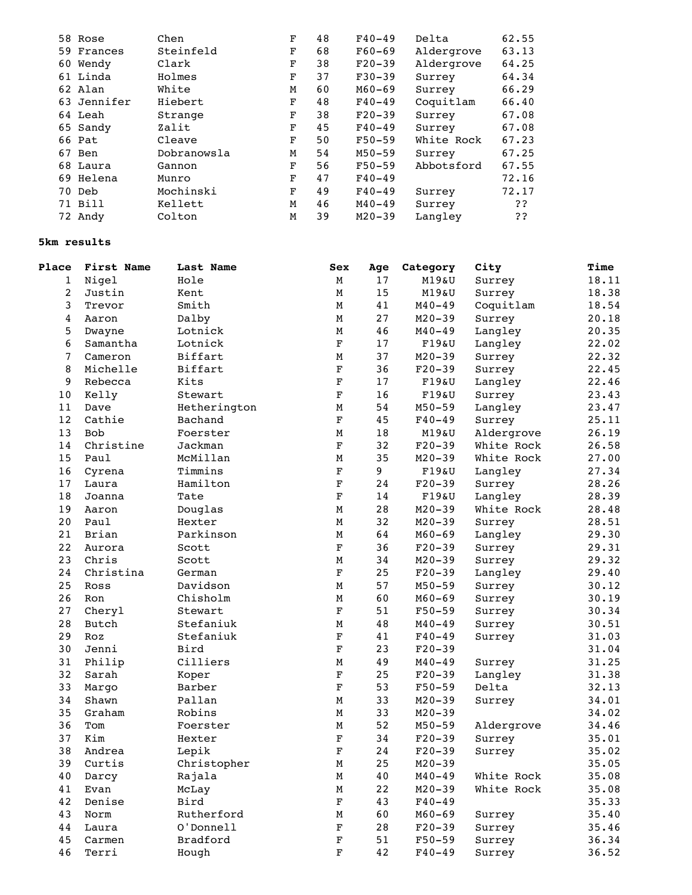| Place | First Name | Last Name | Sex | Age | Category | City | Time |
|---|---|---|---|---|---|---|---|
| 58 | Rose | Chen | F | 48 | F40-49 | Delta | 62.55 |
| 59 | Frances | Steinfeld | F | 68 | F60-69 | Aldergrove | 63.13 |
| 60 | Wendy | Clark | F | 38 | F20-39 | Aldergrove | 64.25 |
| 61 | Linda | Holmes | F | 37 | F30-39 | Surrey | 64.34 |
| 62 | Alan | White | M | 60 | M60-69 | Surrey | 66.29 |
| 63 | Jennifer | Hiebert | F | 48 | F40-49 | Coquitlam | 66.40 |
| 64 | Leah | Strange | F | 38 | F20-39 | Surrey | 67.08 |
| 65 | Sandy | Zalit | F | 45 | F40-49 | Surrey | 67.08 |
| 66 | Pat | Cleave | F | 50 | F50-59 | White Rock | 67.23 |
| 67 | Ben | Dobranowsla | M | 54 | M50-59 | Surrey | 67.25 |
| 68 | Laura | Gannon | F | 56 | F50-59 | Abbotsford | 67.55 |
| 69 | Helena | Munro | F | 47 | F40-49 | | 72.16 |
| 70 | Deb | Mochinski | F | 49 | F40-49 | Surrey | 72.17 |
| 71 | Bill | Kellett | M | 46 | M40-49 | Surrey | ?? |
| 72 | Andy | Colton | M | 39 | M20-39 | Langley | ?? |

**5km results**

| Place | First Name | Last Name | Sex | Age | Category | City | Time |
|---|---|---|---|---|---|---|---|
| 1 | Nigel | Hole | M | 17 | M19&U | Surrey | 18.11 |
| 2 | Justin | Kent | M | 15 | M19&U | Surrey | 18.38 |
| 3 | Trevor | Smith | M | 41 | M40-49 | Coquitlam | 18.54 |
| 4 | Aaron | Dalby | M | 27 | M20-39 | Surrey | 20.18 |
| 5 | Dwayne | Lotnick | M | 46 | M40-49 | Langley | 20.35 |
| 6 | Samantha | Lotnick | F | 17 | F19&U | Langley | 22.02 |
| 7 | Cameron | Biffart | M | 37 | M20-39 | Surrey | 22.32 |
| 8 | Michelle | Biffart | F | 36 | F20-39 | Surrey | 22.45 |
| 9 | Rebecca | Kits | F | 17 | F19&U | Langley | 22.46 |
| 10 | Kelly | Stewart | F | 16 | F19&U | Surrey | 23.43 |
| 11 | Dave | Hetherington | M | 54 | M50-59 | Langley | 23.47 |
| 12 | Cathie | Bachand | F | 45 | F40-49 | Surrey | 25.11 |
| 13 | Bob | Foerster | M | 18 | M19&U | Aldergrove | 26.19 |
| 14 | Christine | Jackman | F | 32 | F20-39 | White Rock | 26.58 |
| 15 | Paul | McMillan | M | 35 | M20-39 | White Rock | 27.00 |
| 16 | Cyrena | Timmins | F | 9 | F19&U | Langley | 27.34 |
| 17 | Laura | Hamilton | F | 24 | F20-39 | Surrey | 28.26 |
| 18 | Joanna | Tate | F | 14 | F19&U | Langley | 28.39 |
| 19 | Aaron | Douglas | M | 28 | M20-39 | White Rock | 28.48 |
| 20 | Paul | Hexter | M | 32 | M20-39 | Surrey | 28.51 |
| 21 | Brian | Parkinson | M | 64 | M60-69 | Langley | 29.30 |
| 22 | Aurora | Scott | F | 36 | F20-39 | Surrey | 29.31 |
| 23 | Chris | Scott | M | 34 | M20-39 | Surrey | 29.32 |
| 24 | Christina | German | F | 25 | F20-39 | Langley | 29.40 |
| 25 | Ross | Davidson | M | 57 | M50-59 | Surrey | 30.12 |
| 26 | Ron | Chisholm | M | 60 | M60-69 | Surrey | 30.19 |
| 27 | Cheryl | Stewart | F | 51 | F50-59 | Surrey | 30.34 |
| 28 | Butch | Stefaniuk | M | 48 | M40-49 | Surrey | 30.51 |
| 29 | Roz | Stefaniuk | F | 41 | F40-49 | Surrey | 31.03 |
| 30 | Jenni | Bird | F | 23 | F20-39 | | 31.04 |
| 31 | Philip | Cilliers | M | 49 | M40-49 | Surrey | 31.25 |
| 32 | Sarah | Koper | F | 25 | F20-39 | Langley | 31.38 |
| 33 | Margo | Barber | F | 53 | F50-59 | Delta | 32.13 |
| 34 | Shawn | Pallan | M | 33 | M20-39 | Surrey | 34.01 |
| 35 | Graham | Robins | M | 33 | M20-39 | | 34.02 |
| 36 | Tom | Foerster | M | 52 | M50-59 | Aldergrove | 34.46 |
| 37 | Kim | Hexter | F | 34 | F20-39 | Surrey | 35.01 |
| 38 | Andrea | Lepik | F | 24 | F20-39 | Surrey | 35.02 |
| 39 | Curtis | Christopher | M | 25 | M20-39 | | 35.05 |
| 40 | Darcy | Rajala | M | 40 | M40-49 | White Rock | 35.08 |
| 41 | Evan | McLay | M | 22 | M20-39 | White Rock | 35.08 |
| 42 | Denise | Bird | F | 43 | F40-49 | | 35.33 |
| 43 | Norm | Rutherford | M | 60 | M60-69 | Surrey | 35.40 |
| 44 | Laura | O'Donnell | F | 28 | F20-39 | Surrey | 35.46 |
| 45 | Carmen | Bradford | F | 51 | F50-59 | Surrey | 36.34 |
| 46 | Terri | Hough | F | 42 | F40-49 | Surrey | 36.52 |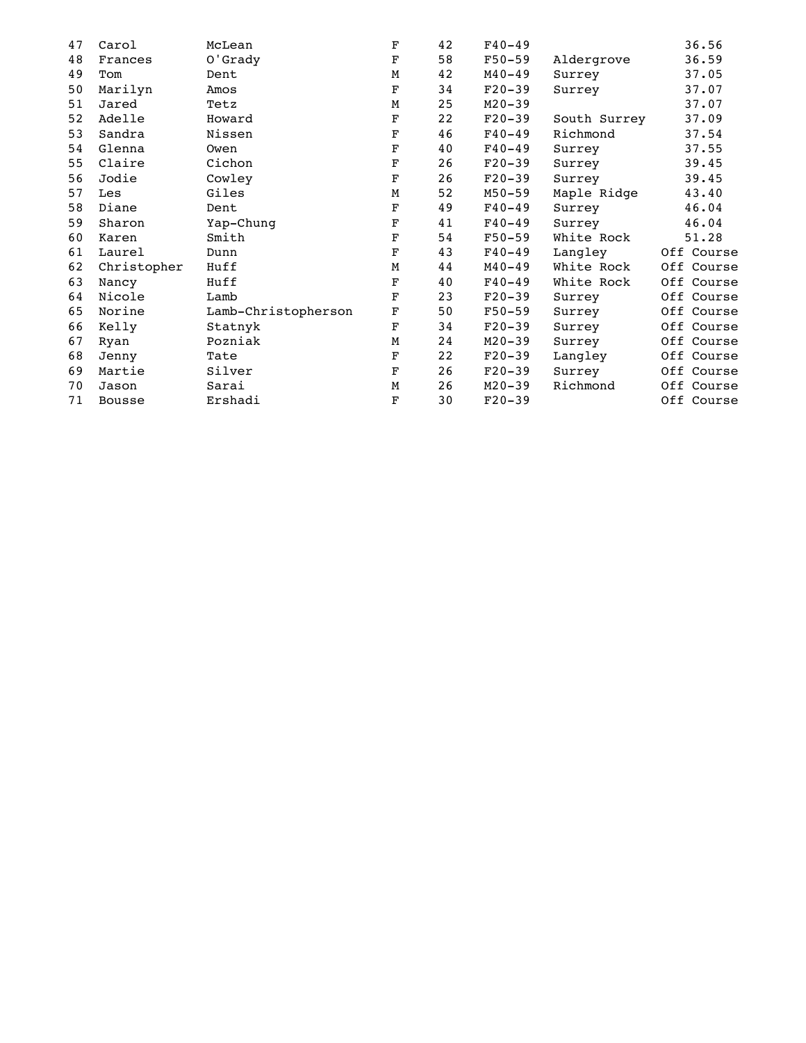| | | | | | | | |
|---|---|---|---|---|---|---|---|
| 47 | Carol | McLean | F | 42 | F40-49 | | 36.56 |
| 48 | Frances | O'Grady | F | 58 | F50-59 | Aldergrove | 36.59 |
| 49 | Tom | Dent | M | 42 | M40-49 | Surrey | 37.05 |
| 50 | Marilyn | Amos | F | 34 | F20-39 | Surrey | 37.07 |
| 51 | Jared | Tetz | M | 25 | M20-39 | | 37.07 |
| 52 | Adelle | Howard | F | 22 | F20-39 | South Surrey | 37.09 |
| 53 | Sandra | Nissen | F | 46 | F40-49 | Richmond | 37.54 |
| 54 | Glenna | Owen | F | 40 | F40-49 | Surrey | 37.55 |
| 55 | Claire | Cichon | F | 26 | F20-39 | Surrey | 39.45 |
| 56 | Jodie | Cowley | F | 26 | F20-39 | Surrey | 39.45 |
| 57 | Les | Giles | M | 52 | M50-59 | Maple Ridge | 43.40 |
| 58 | Diane | Dent | F | 49 | F40-49 | Surrey | 46.04 |
| 59 | Sharon | Yap-Chung | F | 41 | F40-49 | Surrey | 46.04 |
| 60 | Karen | Smith | F | 54 | F50-59 | White Rock | 51.28 |
| 61 | Laurel | Dunn | F | 43 | F40-49 | Langley | Off Course |
| 62 | Christopher | Huff | M | 44 | M40-49 | White Rock | Off Course |
| 63 | Nancy | Huff | F | 40 | F40-49 | White Rock | Off Course |
| 64 | Nicole | Lamb | F | 23 | F20-39 | Surrey | Off Course |
| 65 | Norine | Lamb-Christopherson | F | 50 | F50-59 | Surrey | Off Course |
| 66 | Kelly | Statnyk | F | 34 | F20-39 | Surrey | Off Course |
| 67 | Ryan | Pozniak | M | 24 | M20-39 | Surrey | Off Course |
| 68 | Jenny | Tate | F | 22 | F20-39 | Langley | Off Course |
| 69 | Martie | Silver | F | 26 | F20-39 | Surrey | Off Course |
| 70 | Jason | Sarai | M | 26 | M20-39 | Richmond | Off Course |
| 71 | Bousse | Ershadi | F | 30 | F20-39 | | Off Course |